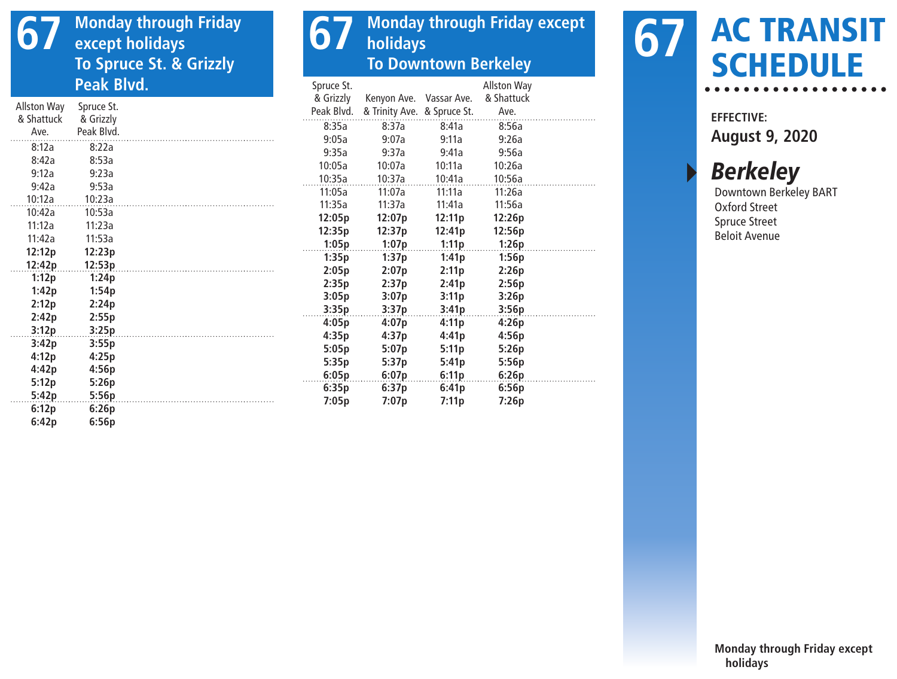## 67 Monday through Friday except holidays To Spruce St. & Grizzly Peak Blvd.

| Allston Way & Shattuck Ave. | Spruce St. & Grizzly Peak Blvd. |
|---|---|
| 8:12a | 8:22a |
| 8:42a | 8:53a |
| 9:12a | 9:23a |
| 9:42a | 9:53a |
| 10:12a | 10:23a |
| 10:42a | 10:53a |
| 11:12a | 11:23a |
| 11:42a | 11:53a |
| **12:12p** | **12:23p** |
| **12:42p** | **12:53p** |
| **1:12p** | **1:24p** |
| **1:42p** | **1:54p** |
| **2:12p** | **2:24p** |
| **2:42p** | **2:55p** |
| **3:12p** | **3:25p** |
| **3:42p** | **3:55p** |
| **4:12p** | **4:25p** |
| **4:42p** | **4:56p** |
| **5:12p** | **5:26p** |
| **5:42p** | **5:56p** |
| **6:12p** | **6:26p** |
| **6:42p** | **6:56p** |

## 67 Monday through Friday except holidays To Downtown Berkeley

| Spruce St. & Grizzly Peak Blvd. | Kenyon Ave. & Trinity Ave. | Vassar Ave. & Spruce St. | Allston Way & Shattuck Ave. |
|---|---|---|---|
| 8:35a | 8:37a | 8:41a | 8:56a |
| 9:05a | 9:07a | 9:11a | 9:26a |
| 9:35a | 9:37a | 9:41a | 9:56a |
| 10:05a | 10:07a | 10:11a | 10:26a |
| 10:35a | 10:37a | 10:41a | 10:56a |
| 11:05a | 11:07a | 11:11a | 11:26a |
| 11:35a | 11:37a | 11:41a | 11:56a |
| **12:05p** | **12:07p** | **12:11p** | **12:26p** |
| **12:35p** | **12:37p** | **12:41p** | **12:56p** |
| **1:05p** | **1:07p** | **1:11p** | **1:26p** |
| **1:35p** | **1:37p** | **1:41p** | **1:56p** |
| **2:05p** | **2:07p** | **2:11p** | **2:26p** |
| **2:35p** | **2:37p** | **2:41p** | **2:56p** |
| **3:05p** | **3:07p** | **3:11p** | **3:26p** |
| **3:35p** | **3:37p** | **3:41p** | **3:56p** |
| **4:05p** | **4:07p** | **4:11p** | **4:26p** |
| **4:35p** | **4:37p** | **4:41p** | **4:56p** |
| **5:05p** | **5:07p** | **5:11p** | **5:26p** |
| **5:35p** | **5:37p** | **5:41p** | **5:56p** |
| **6:05p** | **6:07p** | **6:11p** | **6:26p** |
| **6:35p** | **6:37p** | **6:41p** | **6:56p** |
| **7:05p** | **7:07p** | **7:11p** | **7:26p** |

# 67 AC TRANSIT SCHEDULE

**EFFECTIVE:**
**August 9, 2020**

## *Berkeley*

Downtown Berkeley BART
Oxford Street
Spruce Street
Beloit Avenue

**Monday through Friday except holidays**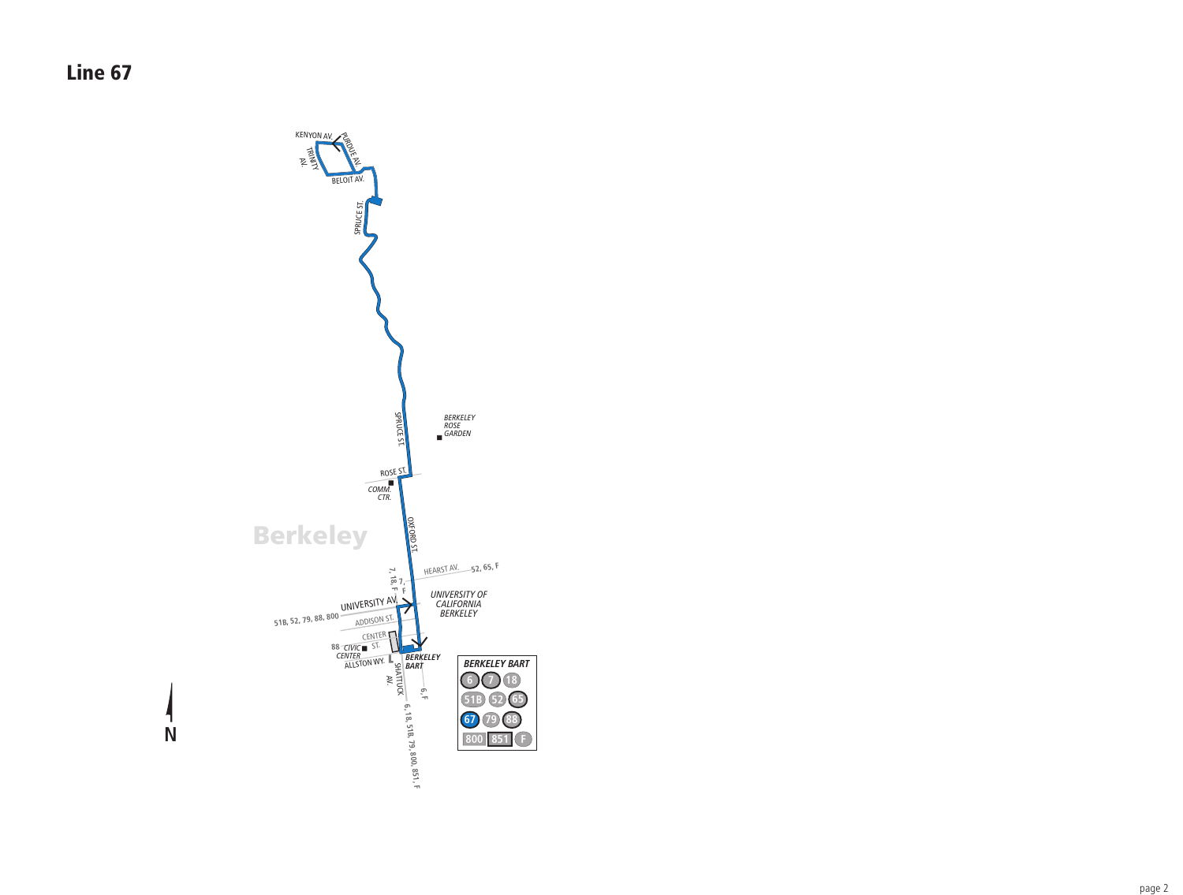# Line 67

KENYON AV.

PURDUE AV.

TRINITY AV.

BELOIT AV.

SPRUCE ST.

SPRUCE ST.

BERKELEY ROSE GARDEN

ROSE ST.

COMM. CTR.

Berkeley

OXFORD ST.

HEARST AV.

52, 65, F

7, 18, F

7, F

UNIVERSITY AV.

UNIVERSITY OF CALIFORNIA BERKELEY

51B, 52, 79, 88, 800

ADDISON ST.

CENTER ST.

88

CIVIC CENTER

ALLSTON WY.

SHATTUCK AV.

BERKELEY BART

6, F

6, 18, 51B, 79, 800, 851, F

**BERKELEY BART**

6 7 18

51B 52 65

67 79 88

800 851 F

N